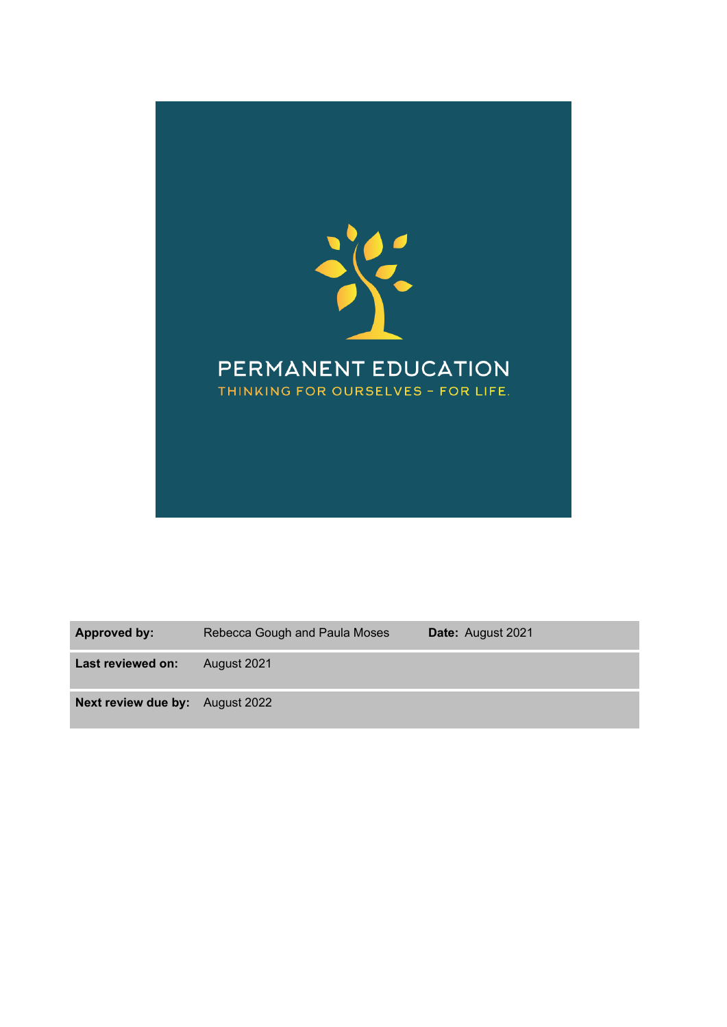PERMANENT EDUCATION

THINKING FOR OURSELVES – FOR LIFE.

| | | | |
|---|---|---|---|
| **Approved by:** | Rebecca Gough and Paula Moses | **Date:** August 2021 | |
| **Last reviewed on:** | August 2021 | | |
| **Next review due by:** | August 2022 | | |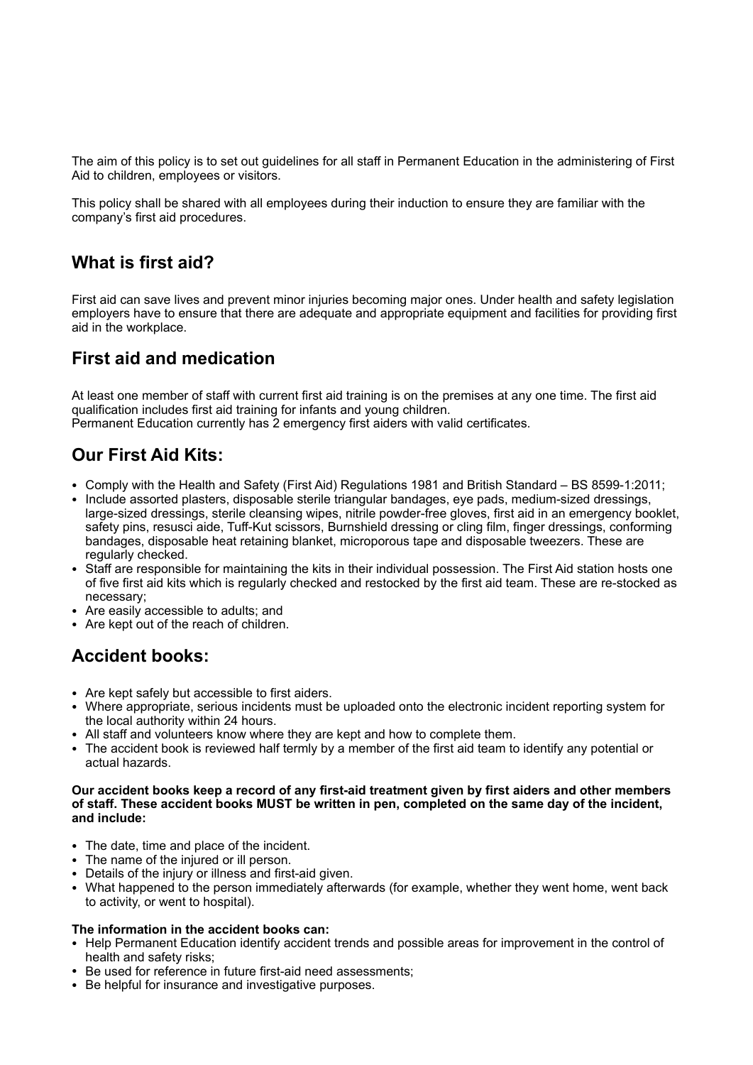The aim of this policy is to set out guidelines for all staff in Permanent Education in the administering of First Aid to children, employees or visitors.

This policy shall be shared with all employees during their induction to ensure they are familiar with the company's first aid procedures.

## What is first aid?

First aid can save lives and prevent minor injuries becoming major ones. Under health and safety legislation employers have to ensure that there are adequate and appropriate equipment and facilities for providing first aid in the workplace.

## First aid and medication

At least one member of staff with current first aid training is on the premises at any one time. The first aid qualification includes first aid training for infants and young children.
Permanent Education currently has 2 emergency first aiders with valid certificates.

## Our First Aid Kits:

- Comply with the Health and Safety (First Aid) Regulations 1981 and British Standard – BS 8599-1:2011;
- Include assorted plasters, disposable sterile triangular bandages, eye pads, medium-sized dressings, large-sized dressings, sterile cleansing wipes, nitrile powder-free gloves, first aid in an emergency booklet, safety pins, resusci aide, Tuff-Kut scissors, Burnshield dressing or cling film, finger dressings, conforming bandages, disposable heat retaining blanket, microporous tape and disposable tweezers. These are regularly checked.
- Staff are responsible for maintaining the kits in their individual possession. The First Aid station hosts one of five first aid kits which is regularly checked and restocked by the first aid team. These are re-stocked as necessary;
- Are easily accessible to adults; and
- Are kept out of the reach of children.

## Accident books:

- Are kept safely but accessible to first aiders.
- Where appropriate, serious incidents must be uploaded onto the electronic incident reporting system for the local authority within 24 hours.
- All staff and volunteers know where they are kept and how to complete them.
- The accident book is reviewed half termly by a member of the first aid team to identify any potential or actual hazards.

**Our accident books keep a record of any first-aid treatment given by first aiders and other members of staff. These accident books MUST be written in pen, completed on the same day of the incident, and include:**

- The date, time and place of the incident.
- The name of the injured or ill person.
- Details of the injury or illness and first-aid given.
- What happened to the person immediately afterwards (for example, whether they went home, went back to activity, or went to hospital).

**The information in the accident books can:**

- Help Permanent Education identify accident trends and possible areas for improvement in the control of health and safety risks;
- Be used for reference in future first-aid need assessments;
- Be helpful for insurance and investigative purposes.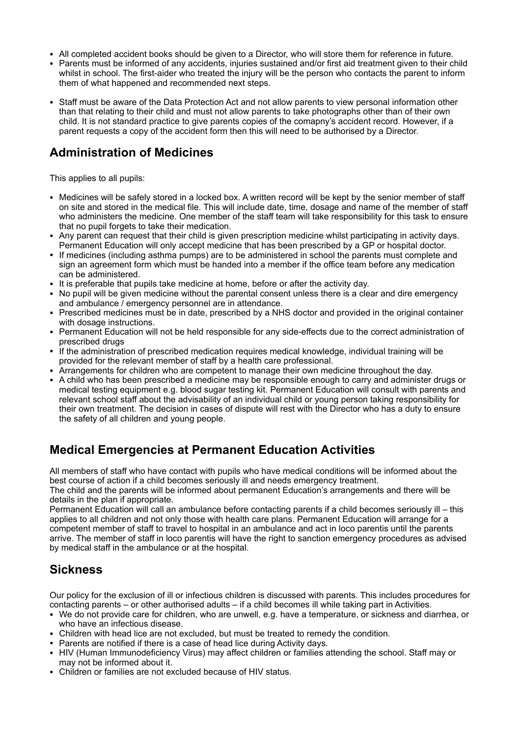- All completed accident books should be given to a Director, who will store them for reference in future.
- Parents must be informed of any accidents, injuries sustained and/or first aid treatment given to their child whilst in school. The first-aider who treated the injury will be the person who contacts the parent to inform them of what happened and recommended next steps.

- Staff must be aware of the Data Protection Act and not allow parents to view personal information other than that relating to their child and must not allow parents to take photographs other than of their own child. It is not standard practice to give parents copies of the comapny's accident record. However, if a parent requests a copy of the accident form then this will need to be authorised by a Director.

## Administration of Medicines

This applies to all pupils:

- Medicines will be safely stored in a locked box. A written record will be kept by the senior member of staff on site and stored in the medical file. This will include date, time, dosage and name of the member of staff who administers the medicine. One member of the staff team will take responsibility for this task to ensure that no pupil forgets to take their medication.
- Any parent can request that their child is given prescription medicine whilst participating in activity days. Permanent Education will only accept medicine that has been prescribed by a GP or hospital doctor.
- If medicines (including asthma pumps) are to be administered in school the parents must complete and sign an agreement form which must be handed into a member if the office team before any medication can be administered.
- It is preferable that pupils take medicine at home, before or after the activity day.
- No pupil will be given medicine without the parental consent unless there is a clear and dire emergency and ambulance / emergency personnel are in attendance.
- Prescribed medicines must be in date, prescribed by a NHS doctor and provided in the original container with dosage instructions.
- Permanent Education will not be held responsible for any side-effects due to the correct administration of prescribed drugs
- If the administration of prescribed medication requires medical knowledge, individual training will be provided for the relevant member of staff by a health care professional.
- Arrangements for children who are competent to manage their own medicine throughout the day.
- A child who has been prescribed a medicine may be responsible enough to carry and administer drugs or medical testing equipment e.g. blood sugar testing kit. Permanent Education will consult with parents and relevant school staff about the advisability of an individual child or young person taking responsibility for their own treatment. The decision in cases of dispute will rest with the Director who has a duty to ensure the safety of all children and young people.

## Medical Emergencies at Permanent Education Activities

All members of staff who have contact with pupils who have medical conditions will be informed about the best course of action if a child becomes seriously ill and needs emergency treatment.
The child and the parents will be informed about permanent Education's arrangements and there will be details in the plan if appropriate.
Permanent Education will call an ambulance before contacting parents if a child becomes seriously ill – this applies to all children and not only those with health care plans. Permanent Education will arrange for a competent member of staff to travel to hospital in an ambulance and act in loco parentis until the parents arrive. The member of staff in loco parentis will have the right to sanction emergency procedures as advised by medical staff in the ambulance or at the hospital.

## Sickness

Our policy for the exclusion of ill or infectious children is discussed with parents. This includes procedures for contacting parents – or other authorised adults – if a child becomes ill while taking part in Activities.

- We do not provide care for children, who are unwell, e.g. have a temperature, or sickness and diarrhea, or who have an infectious disease.
- Children with head lice are not excluded, but must be treated to remedy the condition.
- Parents are notified if there is a case of head lice during Activity days.
- HIV (Human Immunodeficiency Virus) may affect children or families attending the school. Staff may or may not be informed about it.
- Children or families are not excluded because of HIV status.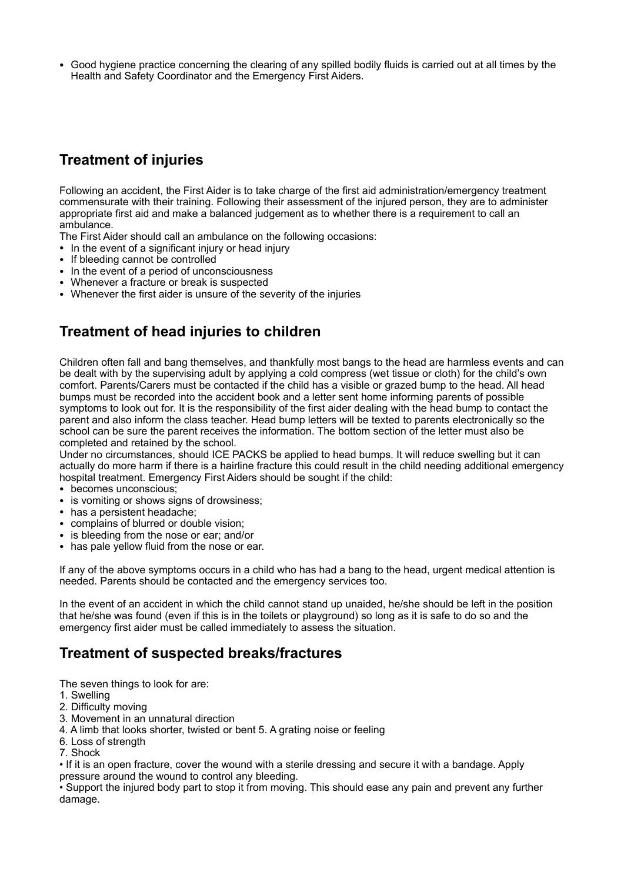- Good hygiene practice concerning the clearing of any spilled bodily fluids is carried out at all times by the Health and Safety Coordinator and the Emergency First Aiders.

## Treatment of injuries

Following an accident, the First Aider is to take charge of the first aid administration/emergency treatment commensurate with their training. Following their assessment of the injured person, they are to administer appropriate first aid and make a balanced judgement as to whether there is a requirement to call an ambulance.

The First Aider should call an ambulance on the following occasions:

- In the event of a significant injury or head injury
- If bleeding cannot be controlled
- In the event of a period of unconsciousness
- Whenever a fracture or break is suspected
- Whenever the first aider is unsure of the severity of the injuries

## Treatment of head injuries to children

Children often fall and bang themselves, and thankfully most bangs to the head are harmless events and can be dealt with by the supervising adult by applying a cold compress (wet tissue or cloth) for the child's own comfort. Parents/Carers must be contacted if the child has a visible or grazed bump to the head. All head bumps must be recorded into the accident book and a letter sent home informing parents of possible symptoms to look out for. It is the responsibility of the first aider dealing with the head bump to contact the parent and also inform the class teacher. Head bump letters will be texted to parents electronically so the school can be sure the parent receives the information. The bottom section of the letter must also be completed and retained by the school.

Under no circumstances, should ICE PACKS be applied to head bumps. It will reduce swelling but it can actually do more harm if there is a hairline fracture this could result in the child needing additional emergency hospital treatment. Emergency First Aiders should be sought if the child:

- becomes unconscious;
- is vomiting or shows signs of drowsiness;
- has a persistent headache;
- complains of blurred or double vision;
- is bleeding from the nose or ear; and/or
- has pale yellow fluid from the nose or ear.

If any of the above symptoms occurs in a child who has had a bang to the head, urgent medical attention is needed. Parents should be contacted and the emergency services too.

In the event of an accident in which the child cannot stand up unaided, he/she should be left in the position that he/she was found (even if this is in the toilets or playground) so long as it is safe to do so and the emergency first aider must be called immediately to assess the situation.

## Treatment of suspected breaks/fractures

The seven things to look for are:

1. Swelling
2. Difficulty moving
3. Movement in an unnatural direction
4. A limb that looks shorter, twisted or bent 5. A grating noise or feeling
6. Loss of strength
7. Shock

• If it is an open fracture, cover the wound with a sterile dressing and secure it with a bandage. Apply pressure around the wound to control any bleeding.

• Support the injured body part to stop it from moving. This should ease any pain and prevent any further damage.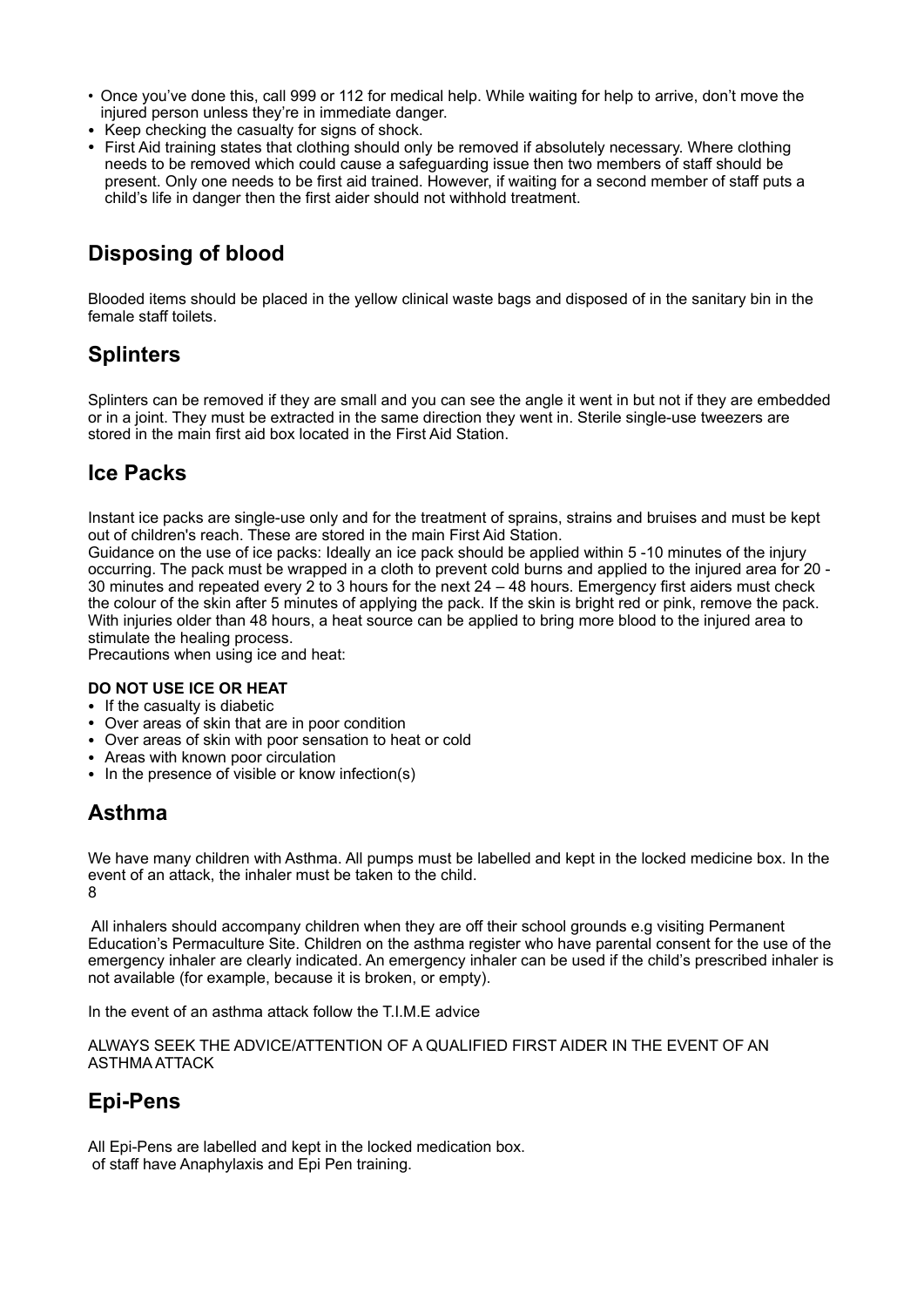- Once you've done this, call 999 or 112 for medical help. While waiting for help to arrive, don't move the injured person unless they're in immediate danger.
- Keep checking the casualty for signs of shock.
- First Aid training states that clothing should only be removed if absolutely necessary. Where clothing needs to be removed which could cause a safeguarding issue then two members of staff should be present. Only one needs to be first aid trained. However, if waiting for a second member of staff puts a child's life in danger then the first aider should not withhold treatment.

## Disposing of blood

Blooded items should be placed in the yellow clinical waste bags and disposed of in the sanitary bin in the female staff toilets.

## Splinters

Splinters can be removed if they are small and you can see the angle it went in but not if they are embedded or in a joint. They must be extracted in the same direction they went in. Sterile single-use tweezers are stored in the main first aid box located in the First Aid Station.

## Ice Packs

Instant ice packs are single-use only and for the treatment of sprains, strains and bruises and must be kept out of children's reach. These are stored in the main First Aid Station.
Guidance on the use of ice packs: Ideally an ice pack should be applied within 5 -10 minutes of the injury occurring. The pack must be wrapped in a cloth to prevent cold burns and applied to the injured area for 20 - 30 minutes and repeated every 2 to 3 hours for the next 24 – 48 hours. Emergency first aiders must check the colour of the skin after 5 minutes of applying the pack. If the skin is bright red or pink, remove the pack. With injuries older than 48 hours, a heat source can be applied to bring more blood to the injured area to stimulate the healing process.
Precautions when using ice and heat:

**DO NOT USE ICE OR HEAT**

- If the casualty is diabetic
- Over areas of skin that are in poor condition
- Over areas of skin with poor sensation to heat or cold
- Areas with known poor circulation
- In the presence of visible or know infection(s)

## Asthma

We have many children with Asthma. All pumps must be labelled and kept in the locked medicine box. In the event of an attack, the inhaler must be taken to the child.

All inhalers should accompany children when they are off their school grounds e.g visiting Permanent Education's Permaculture Site. Children on the asthma register who have parental consent for the use of the emergency inhaler are clearly indicated. An emergency inhaler can be used if the child's prescribed inhaler is not available (for example, because it is broken, or empty).

In the event of an asthma attack follow the T.I.M.E advice

ALWAYS SEEK THE ADVICE/ATTENTION OF A QUALIFIED FIRST AIDER IN THE EVENT OF AN ASTHMA ATTACK

## Epi-Pens

All Epi-Pens are labelled and kept in the locked medication box.
of staff have Anaphylaxis and Epi Pen training.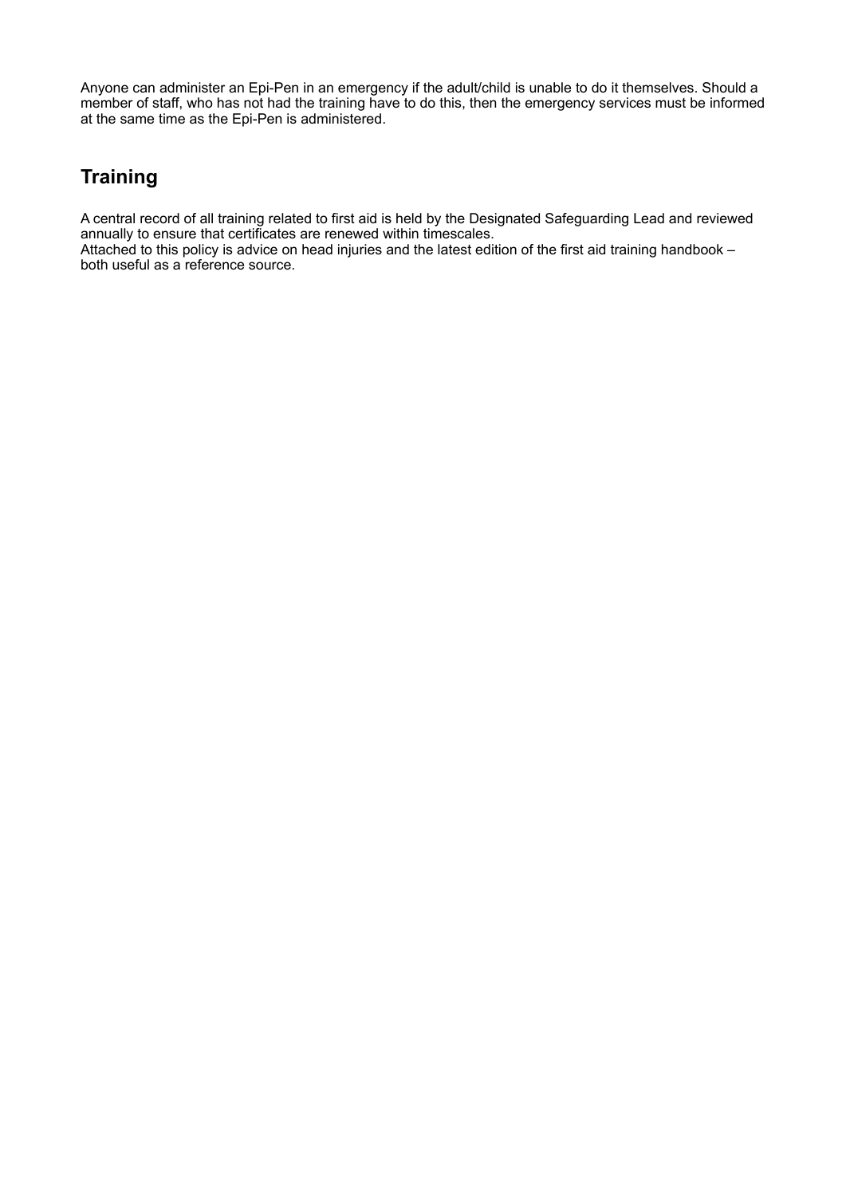Anyone can administer an Epi-Pen in an emergency if the adult/child is unable to do it themselves. Should a member of staff, who has not had the training have to do this, then the emergency services must be informed at the same time as the Epi-Pen is administered.

## Training

A central record of all training related to first aid is held by the Designated Safeguarding Lead and reviewed annually to ensure that certificates are renewed within timescales.
Attached to this policy is advice on head injuries and the latest edition of the first aid training handbook – both useful as a reference source.